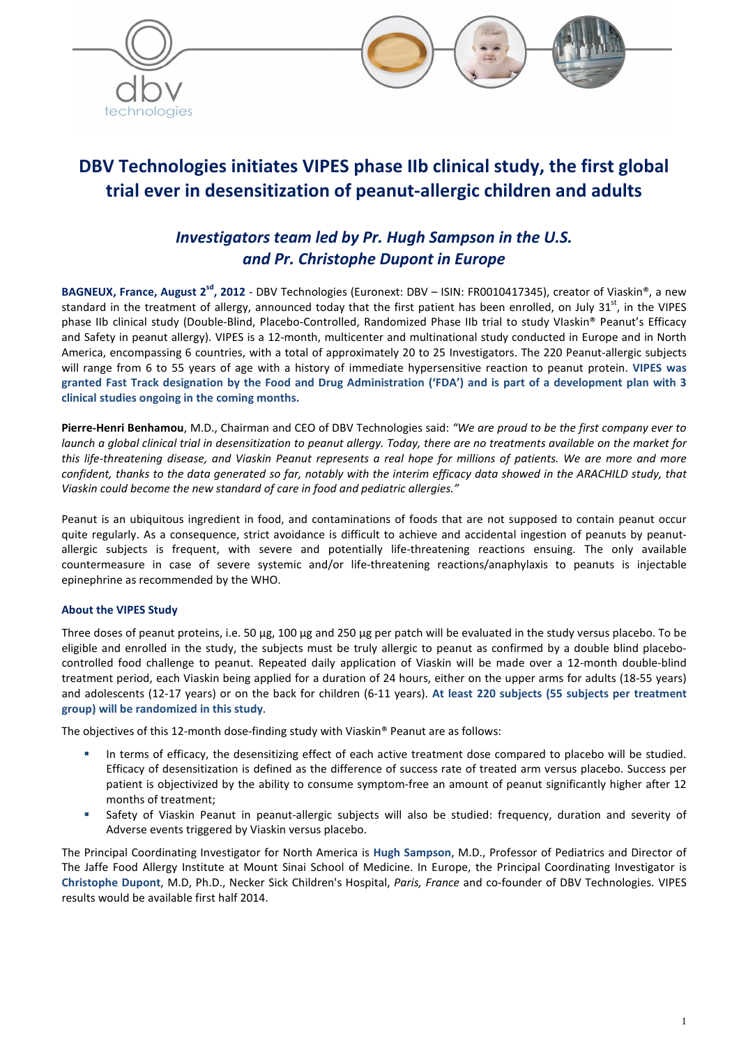# DBV Technologies initiates VIPES phase IIb clinical study, the first global trial ever in desensitization of peanut-allergic children and adults

## *Investigators team led by Pr. Hugh Sampson in the U.S. and Pr. Christophe Dupont in Europe*

**BAGNEUX, France, August 2sd, 2012** - DBV Technologies (Euronext: DBV – ISIN: FR0010417345), creator of Viaskin®, a new standard in the treatment of allergy, announced today that the first patient has been enrolled, on July 31st, in the VIPES phase IIb clinical study (Double-Blind, Placebo-Controlled, Randomized Phase IIb trial to study VIaskin® Peanut's Efficacy and Safety in peanut allergy). VIPES is a 12-month, multicenter and multinational study conducted in Europe and in North America, encompassing 6 countries, with a total of approximately 20 to 25 Investigators. The 220 Peanut-allergic subjects will range from 6 to 55 years of age with a history of immediate hypersensitive reaction to peanut protein. **VIPES was granted Fast Track designation by the Food and Drug Administration ('FDA') and is part of a development plan with 3 clinical studies ongoing in the coming months.**

**Pierre-Henri Benhamou**, M.D., Chairman and CEO of DBV Technologies said: *"We are proud to be the first company ever to launch a global clinical trial in desensitization to peanut allergy. Today, there are no treatments available on the market for this life-threatening disease, and Viaskin Peanut represents a real hope for millions of patients. We are more and more confident, thanks to the data generated so far, notably with the interim efficacy data showed in the ARACHILD study, that Viaskin could become the new standard of care in food and pediatric allergies."*

Peanut is an ubiquitous ingredient in food, and contaminations of foods that are not supposed to contain peanut occur quite regularly. As a consequence, strict avoidance is difficult to achieve and accidental ingestion of peanuts by peanut-allergic subjects is frequent, with severe and potentially life-threatening reactions ensuing. The only available countermeasure in case of severe systemic and/or life-threatening reactions/anaphylaxis to peanuts is injectable epinephrine as recommended by the WHO.

### About the VIPES Study

Three doses of peanut proteins, i.e. 50 µg, 100 µg and 250 µg per patch will be evaluated in the study versus placebo. To be eligible and enrolled in the study, the subjects must be truly allergic to peanut as confirmed by a double blind placebo-controlled food challenge to peanut. Repeated daily application of Viaskin will be made over a 12-month double-blind treatment period, each Viaskin being applied for a duration of 24 hours, either on the upper arms for adults (18-55 years) and adolescents (12-17 years) or on the back for children (6-11 years). **At least 220 subjects (55 subjects per treatment group) will be randomized in this study**.

The objectives of this 12-month dose-finding study with Viaskin® Peanut are as follows:

- In terms of efficacy, the desensitizing effect of each active treatment dose compared to placebo will be studied. Efficacy of desensitization is defined as the difference of success rate of treated arm versus placebo. Success per patient is objectivized by the ability to consume symptom-free an amount of peanut significantly higher after 12 months of treatment;
- Safety of Viaskin Peanut in peanut-allergic subjects will also be studied: frequency, duration and severity of Adverse events triggered by Viaskin versus placebo.

The Principal Coordinating Investigator for North America is **Hugh Sampson**, M.D., Professor of Pediatrics and Director of The Jaffe Food Allergy Institute at Mount Sinai School of Medicine. In Europe, the Principal Coordinating Investigator is **Christophe Dupont**, M.D, Ph.D., Necker Sick Children's Hospital, *Paris, France* and co-founder of DBV Technologies. VIPES results would be available first half 2014.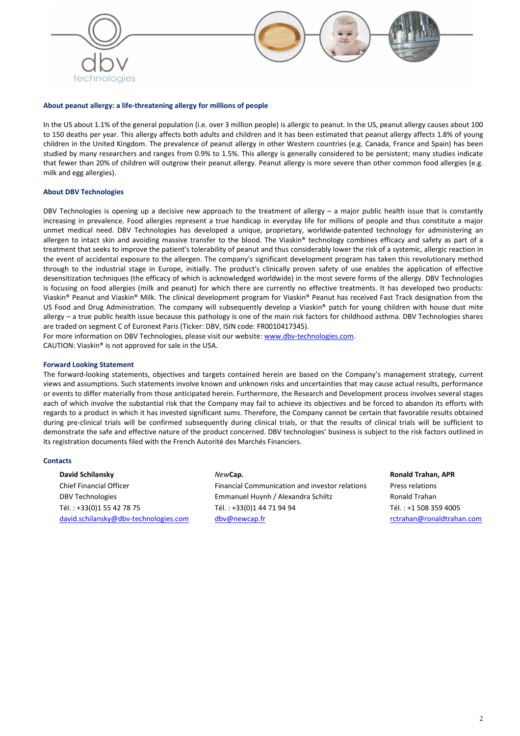### About peanut allergy: a life-threatening allergy for millions of people

In the US about 1.1% of the general population (i.e. over 3 million people) is allergic to peanut. In the US, peanut allergy causes about 100 to 150 deaths per year. This allergy affects both adults and children and it has been estimated that peanut allergy affects 1.8% of young children in the United Kingdom. The prevalence of peanut allergy in other Western countries (e.g. Canada, France and Spain) has been studied by many researchers and ranges from 0.9% to 1.5%. This allergy is generally considered to be persistent; many studies indicate that fewer than 20% of children will outgrow their peanut allergy. Peanut allergy is more severe than other common food allergies (e.g. milk and egg allergies).

### About DBV Technologies

DBV Technologies is opening up a decisive new approach to the treatment of allergy – a major public health issue that is constantly increasing in prevalence. Food allergies represent a true handicap in everyday life for millions of people and thus constitute a major unmet medical need. DBV Technologies has developed a unique, proprietary, worldwide-patented technology for administering an allergen to intact skin and avoiding massive transfer to the blood. The Viaskin® technology combines efficacy and safety as part of a treatment that seeks to improve the patient's tolerability of peanut and thus considerably lower the risk of a systemic, allergic reaction in the event of accidental exposure to the allergen. The company's significant development program has taken this revolutionary method through to the industrial stage in Europe, initially. The product's clinically proven safety of use enables the application of effective desensitization techniques (the efficacy of which is acknowledged worldwide) in the most severe forms of the allergy. DBV Technologies is focusing on food allergies (milk and peanut) for which there are currently no effective treatments. It has developed two products: Viaskin® Peanut and Viaskin® Milk. The clinical development program for Viaskin® Peanut has received Fast Track designation from the US Food and Drug Administration. The company will subsequently develop a Viaskin® patch for young children with house dust mite allergy – a true public health issue because this pathology is one of the main risk factors for childhood asthma. DBV Technologies shares are traded on segment C of Euronext Paris (Ticker: DBV, ISIN code: FR0010417345).
For more information on DBV Technologies, please visit our website: [www.dbv-technologies.com](http://www.dbv-technologies.com).
CAUTION: Viaskin® is not approved for sale in the USA.

### Forward Looking Statement

The forward-looking statements, objectives and targets contained herein are based on the Company's management strategy, current views and assumptions. Such statements involve known and unknown risks and uncertainties that may cause actual results, performance or events to differ materially from those anticipated herein. Furthermore, the Research and Development process involves several stages each of which involve the substantial risk that the Company may fail to achieve its objectives and be forced to abandon its efforts with regards to a product in which it has invested significant sums. Therefore, the Company cannot be certain that favorable results obtained during pre-clinical trials will be confirmed subsequently during clinical trials, or that the results of clinical trials will be sufficient to demonstrate the safe and effective nature of the product concerned. DBV technologies' business is subject to the risk factors outlined in its registration documents filed with the French Autorité des Marchés Financiers.

### Contacts

**David Schilansky**
Chief Financial Officer
DBV Technologies
Tél. : +33(0)1 55 42 78 75
david.schilansky@dbv-technologies.com

***New*Cap.**
Financial Communication and investor relations
Emmanuel Huynh / Alexandra Schiltz
Tél. : +33(0)1 44 71 94 94
dbv@newcap.fr

**Ronald Trahan, APR**
Press relations
Ronald Trahan
Tél. : +1 508 359 4005
rctrahan@ronaldtrahan.com